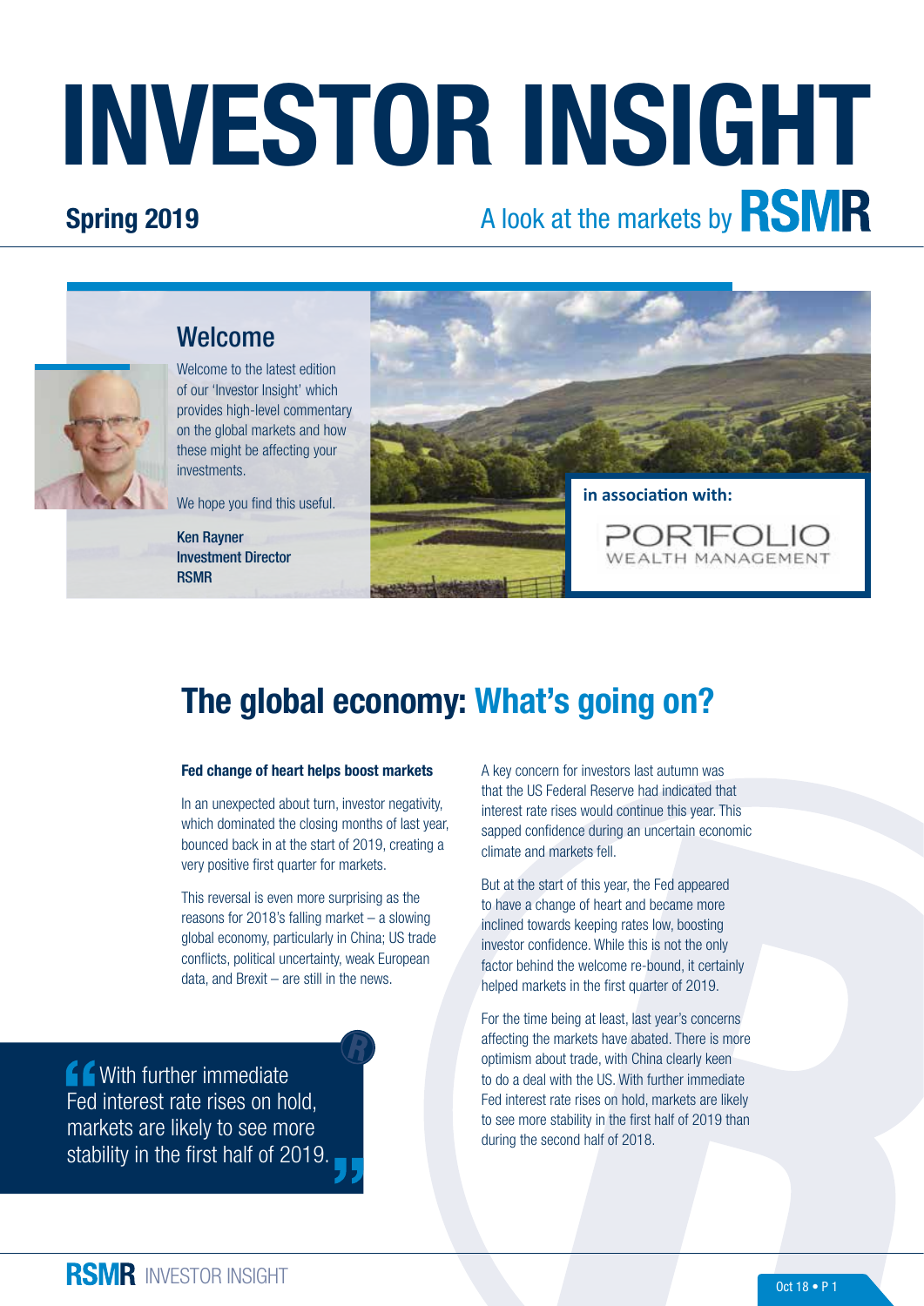# INVESTOR INSIGHT

**Spring 2019**

A look at the markets by **RSMR**

## Welcome

Welcome to the latest edition of our 'Investor Insight' which provides high-level commentary on the global markets and how these might be affecting your investments.

We hope you find this useful.

**Ken Rayner**
**Investment Director**
**RSMR**

**in association with:**

PORTFOLIO WEALTH MANAGEMENT

# The global economy: What's going on?

**Fed change of heart helps boost markets**

In an unexpected about turn, investor negativity, which dominated the closing months of last year, bounced back in at the start of 2019, creating a very positive first quarter for markets.

This reversal is even more surprising as the reasons for 2018's falling market – a slowing global economy, particularly in China; US trade conflicts, political uncertainty, weak European data, and Brexit – are still in the news.

> "With further immediate Fed interest rate rises on hold, markets are likely to see more stability in the first half of 2019."

A key concern for investors last autumn was that the US Federal Reserve had indicated that interest rate rises would continue this year. This sapped confidence during an uncertain economic climate and markets fell.

But at the start of this year, the Fed appeared to have a change of heart and became more inclined towards keeping rates low, boosting investor confidence. While this is not the only factor behind the welcome re-bound, it certainly helped markets in the first quarter of 2019.

For the time being at least, last year's concerns affecting the markets have abated. There is more optimism about trade, with China clearly keen to do a deal with the US. With further immediate Fed interest rate rises on hold, markets are likely to see more stability in the first half of 2019 than during the second half of 2018.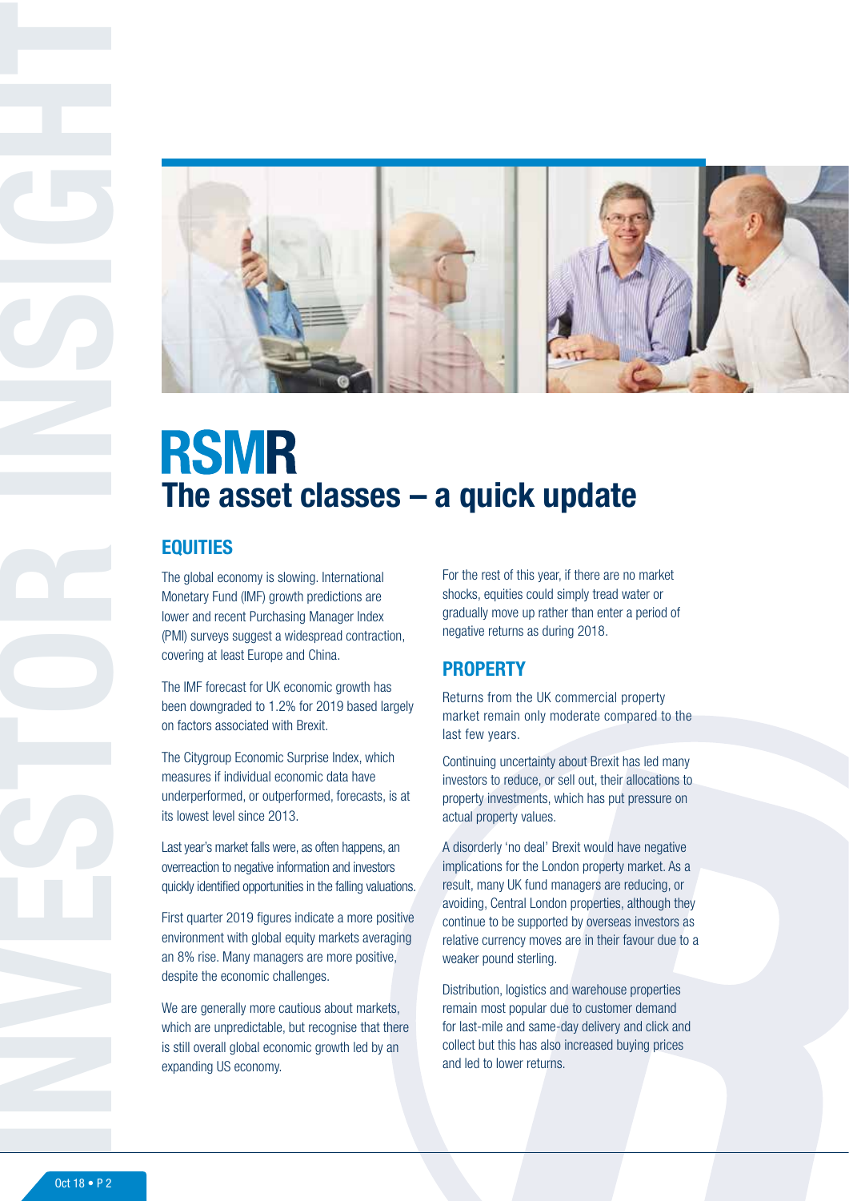# RSMR

## The asset classes – a quick update

### EQUITIES

The global economy is slowing. International Monetary Fund (IMF) growth predictions are lower and recent Purchasing Manager Index (PMI) surveys suggest a widespread contraction, covering at least Europe and China.

The IMF forecast for UK economic growth has been downgraded to 1.2% for 2019 based largely on factors associated with Brexit.

The Citygroup Economic Surprise Index, which measures if individual economic data have underperformed, or outperformed, forecasts, is at its lowest level since 2013.

Last year's market falls were, as often happens, an overreaction to negative information and investors quickly identified opportunities in the falling valuations.

First quarter 2019 figures indicate a more positive environment with global equity markets averaging an 8% rise. Many managers are more positive, despite the economic challenges.

We are generally more cautious about markets, which are unpredictable, but recognise that there is still overall global economic growth led by an expanding US economy.

For the rest of this year, if there are no market shocks, equities could simply tread water or gradually move up rather than enter a period of negative returns as during 2018.

### PROPERTY

Returns from the UK commercial property market remain only moderate compared to the last few years.

Continuing uncertainty about Brexit has led many investors to reduce, or sell out, their allocations to property investments, which has put pressure on actual property values.

A disorderly 'no deal' Brexit would have negative implications for the London property market. As a result, many UK fund managers are reducing, or avoiding, Central London properties, although they continue to be supported by overseas investors as relative currency moves are in their favour due to a weaker pound sterling.

Distribution, logistics and warehouse properties remain most popular due to customer demand for last-mile and same-day delivery and click and collect but this has also increased buying prices and led to lower returns.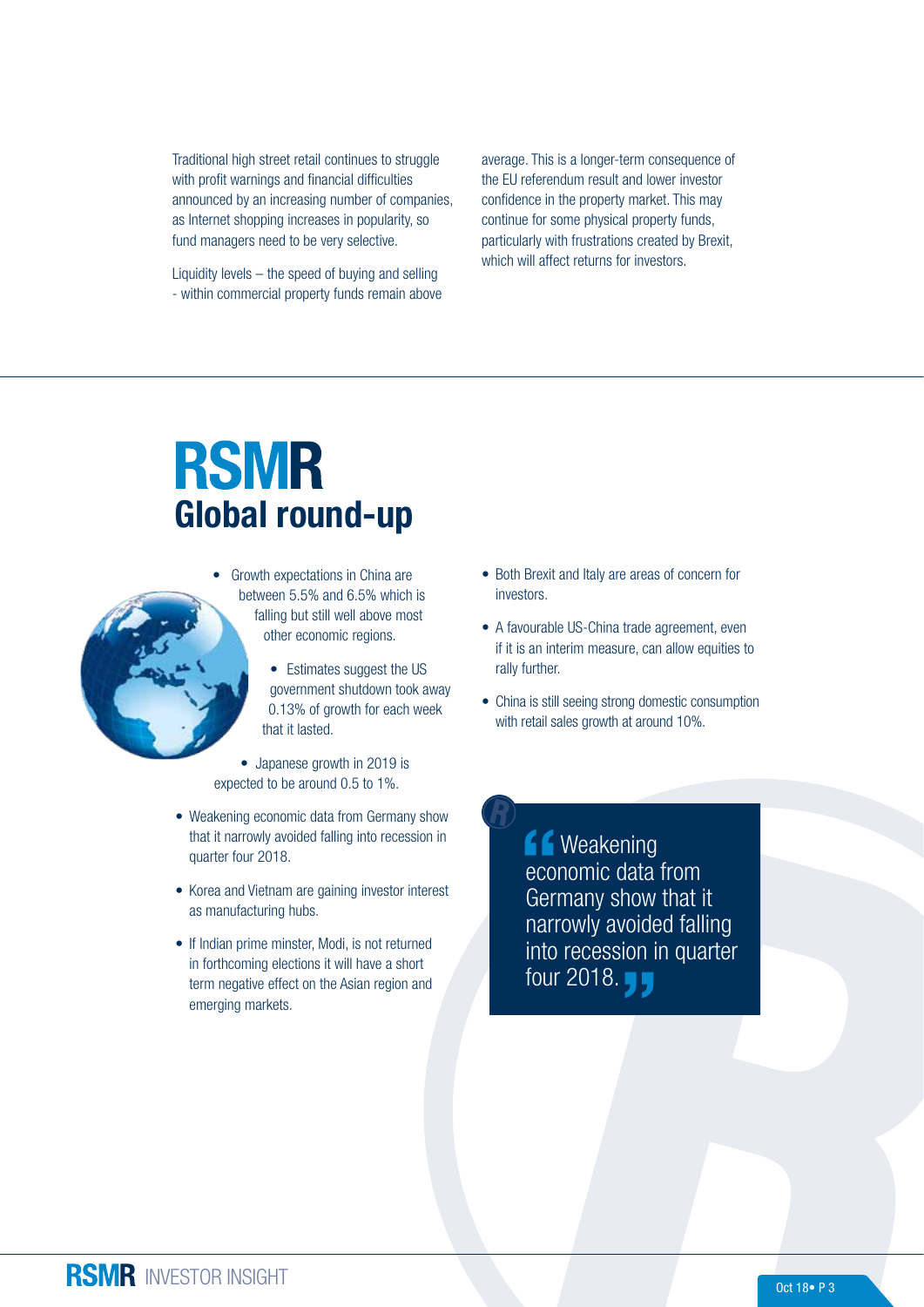Traditional high street retail continues to struggle with profit warnings and financial difficulties announced by an increasing number of companies, as Internet shopping increases in popularity, so fund managers need to be very selective.

Liquidity levels – the speed of buying and selling - within commercial property funds remain above average. This is a longer-term consequence of the EU referendum result and lower investor confidence in the property market. This may continue for some physical property funds, particularly with frustrations created by Brexit, which will affect returns for investors.

# RSMR Global round-up

- Growth expectations in China are between 5.5% and 6.5% which is falling but still well above most other economic regions.
- Estimates suggest the US government shutdown took away 0.13% of growth for each week that it lasted.
- Japanese growth in 2019 is expected to be around 0.5 to 1%.
- Weakening economic data from Germany show that it narrowly avoided falling into recession in quarter four 2018.
- Korea and Vietnam are gaining investor interest as manufacturing hubs.
- If Indian prime minster, Modi, is not returned in forthcoming elections it will have a short term negative effect on the Asian region and emerging markets.
- Both Brexit and Italy are areas of concern for investors.
- A favourable US-China trade agreement, even if it is an interim measure, can allow equities to rally further.
- China is still seeing strong domestic consumption with retail sales growth at around 10%.

> "Weakening economic data from Germany show that it narrowly avoided falling into recession in quarter four 2018."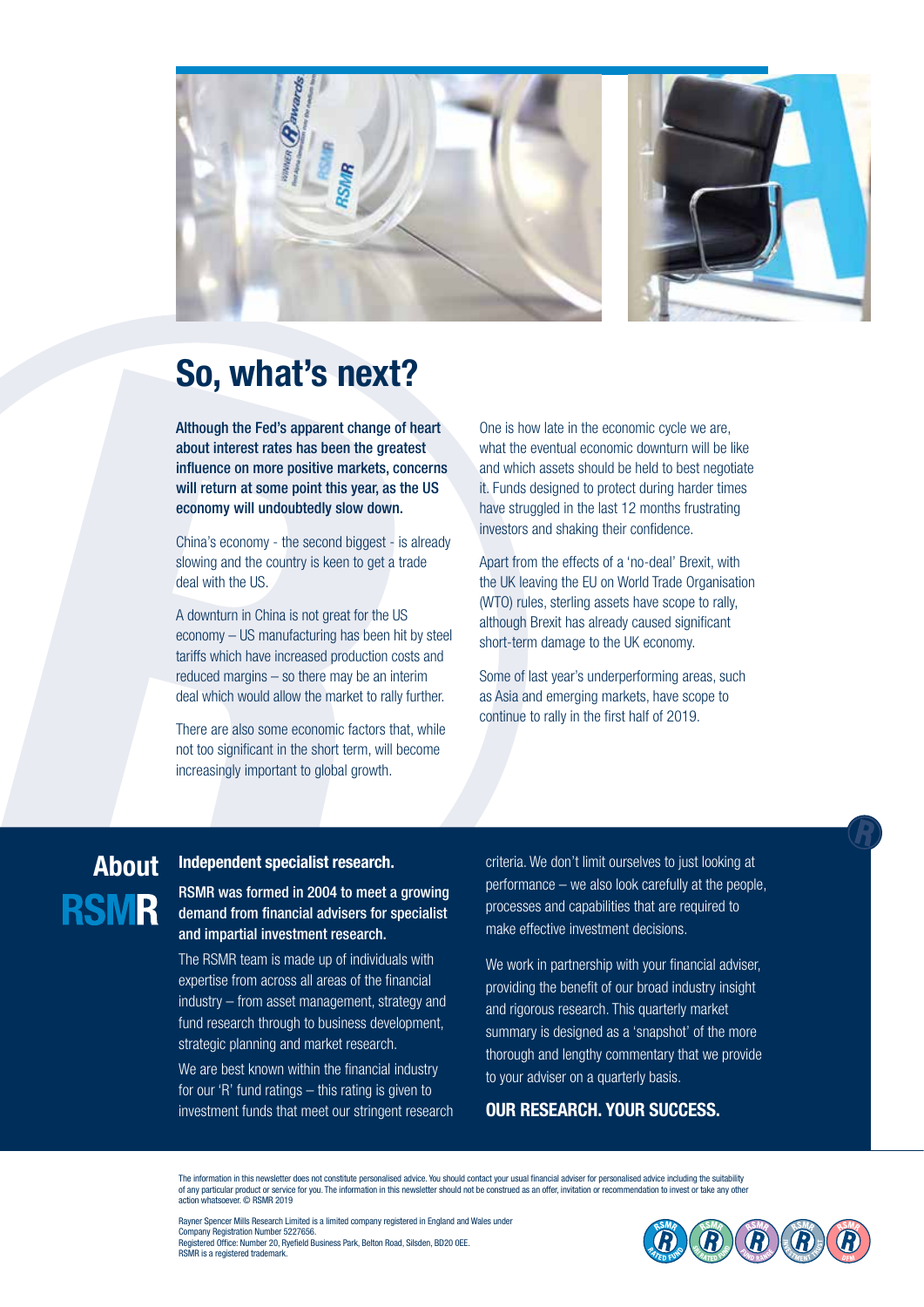# So, what's next?

**Although the Fed's apparent change of heart about interest rates has been the greatest influence on more positive markets, concerns will return at some point this year, as the US economy will undoubtedly slow down.**

China's economy - the second biggest - is already slowing and the country is keen to get a trade deal with the US.

A downturn in China is not great for the US economy – US manufacturing has been hit by steel tariffs which have increased production costs and reduced margins – so there may be an interim deal which would allow the market to rally further.

There are also some economic factors that, while not too significant in the short term, will become increasingly important to global growth.

One is how late in the economic cycle we are, what the eventual economic downturn will be like and which assets should be held to best negotiate it. Funds designed to protect during harder times have struggled in the last 12 months frustrating investors and shaking their confidence.

Apart from the effects of a 'no-deal' Brexit, with the UK leaving the EU on World Trade Organisation (WTO) rules, sterling assets have scope to rally, although Brexit has already caused significant short-term damage to the UK economy.

Some of last year's underperforming areas, such as Asia and emerging markets, have scope to continue to rally in the first half of 2019.

## About RSMR

**Independent specialist research.**

**RSMR was formed in 2004 to meet a growing demand from financial advisers for specialist and impartial investment research.**

The RSMR team is made up of individuals with expertise from across all areas of the financial industry – from asset management, strategy and fund research through to business development, strategic planning and market research.

We are best known within the financial industry for our 'R' fund ratings – this rating is given to investment funds that meet our stringent research criteria. We don't limit ourselves to just looking at performance – we also look carefully at the people, processes and capabilities that are required to make effective investment decisions.

We work in partnership with your financial adviser, providing the benefit of our broad industry insight and rigorous research. This quarterly market summary is designed as a 'snapshot' of the more thorough and lengthy commentary that we provide to your adviser on a quarterly basis.

**OUR RESEARCH. YOUR SUCCESS.**

The information in this newsletter does not constitute personalised advice. You should contact your usual financial adviser for personalised advice including the suitability of any particular product or service for you. The information in this newsletter should not be construed as an offer, invitation or recommendation to invest or take any other action whatsoever. © RSMR 2019

Rayner Spencer Mills Research Limited is a limited company registered in England and Wales under Company Registration Number 5227656.
Registered Office: Number 20, Ryefield Business Park, Belton Road, Silsden, BD20 0EE.
RSMR is a registered trademark.